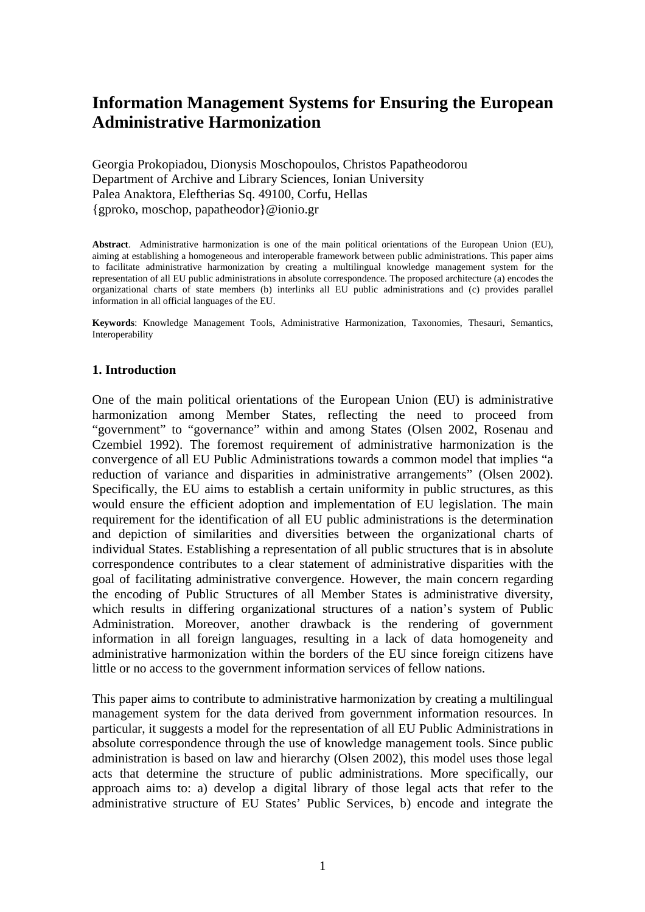# Information Management Systems for Ensuring the European Administrative Harmonization

Georgia Prokopiadou, Dionysis Moschopoulos, Christos Papatheodorou
Department of Archive and Library Sciences, Ionian University
Palea Anaktora, Eleftherias Sq. 49100, Corfu, Hellas
{gproko, moschop, papatheodor}@ionio.gr

**Abstract**. Administrative harmonization is one of the main political orientations of the European Union (EU), aiming at establishing a homogeneous and interoperable framework between public administrations. This paper aims to facilitate administrative harmonization by creating a multilingual knowledge management system for the representation of all EU public administrations in absolute correspondence. The proposed architecture (a) encodes the organizational charts of state members (b) interlinks all EU public administrations and (c) provides parallel information in all official languages of the EU.

**Keywords**: Knowledge Management Tools, Administrative Harmonization, Taxonomies, Thesauri, Semantics, Interoperability

## 1. Introduction

One of the main political orientations of the European Union (EU) is administrative harmonization among Member States, reflecting the need to proceed from "government" to "governance" within and among States (Olsen 2002, Rosenau and Czembiel 1992). The foremost requirement of administrative harmonization is the convergence of all EU Public Administrations towards a common model that implies "a reduction of variance and disparities in administrative arrangements" (Olsen 2002). Specifically, the EU aims to establish a certain uniformity in public structures, as this would ensure the efficient adoption and implementation of EU legislation. The main requirement for the identification of all EU public administrations is the determination and depiction of similarities and diversities between the organizational charts of individual States. Establishing a representation of all public structures that is in absolute correspondence contributes to a clear statement of administrative disparities with the goal of facilitating administrative convergence. However, the main concern regarding the encoding of Public Structures of all Member States is administrative diversity, which results in differing organizational structures of a nation's system of Public Administration. Moreover, another drawback is the rendering of government information in all foreign languages, resulting in a lack of data homogeneity and administrative harmonization within the borders of the EU since foreign citizens have little or no access to the government information services of fellow nations.

This paper aims to contribute to administrative harmonization by creating a multilingual management system for the data derived from government information resources. In particular, it suggests a model for the representation of all EU Public Administrations in absolute correspondence through the use of knowledge management tools. Since public administration is based on law and hierarchy (Olsen 2002), this model uses those legal acts that determine the structure of public administrations. More specifically, our approach aims to: a) develop a digital library of those legal acts that refer to the administrative structure of EU States' Public Services, b) encode and integrate the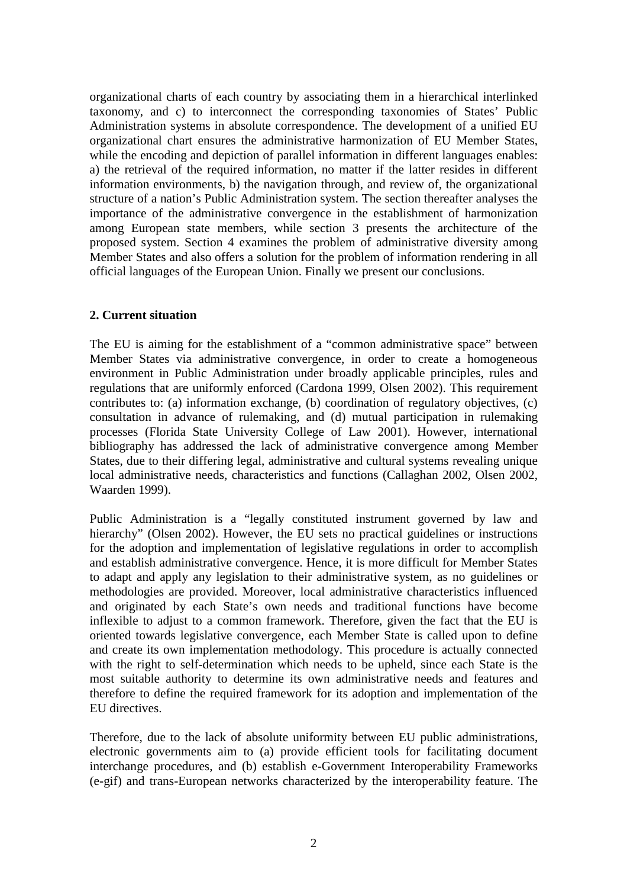organizational charts of each country by associating them in a hierarchical interlinked taxonomy, and c) to interconnect the corresponding taxonomies of States' Public Administration systems in absolute correspondence. The development of a unified EU organizational chart ensures the administrative harmonization of EU Member States, while the encoding and depiction of parallel information in different languages enables: a) the retrieval of the required information, no matter if the latter resides in different information environments, b) the navigation through, and review of, the organizational structure of a nation's Public Administration system. The section thereafter analyses the importance of the administrative convergence in the establishment of harmonization among European state members, while section 3 presents the architecture of the proposed system. Section 4 examines the problem of administrative diversity among Member States and also offers a solution for the problem of information rendering in all official languages of the European Union. Finally we present our conclusions.

## 2. Current situation

The EU is aiming for the establishment of a "common administrative space" between Member States via administrative convergence, in order to create a homogeneous environment in Public Administration under broadly applicable principles, rules and regulations that are uniformly enforced (Cardona 1999, Olsen 2002). This requirement contributes to: (a) information exchange, (b) coordination of regulatory objectives, (c) consultation in advance of rulemaking, and (d) mutual participation in rulemaking processes (Florida State University College of Law 2001). However, international bibliography has addressed the lack of administrative convergence among Member States, due to their differing legal, administrative and cultural systems revealing unique local administrative needs, characteristics and functions (Callaghan 2002, Olsen 2002, Waarden 1999).

Public Administration is a "legally constituted instrument governed by law and hierarchy" (Olsen 2002). However, the EU sets no practical guidelines or instructions for the adoption and implementation of legislative regulations in order to accomplish and establish administrative convergence. Hence, it is more difficult for Member States to adapt and apply any legislation to their administrative system, as no guidelines or methodologies are provided. Moreover, local administrative characteristics influenced and originated by each State's own needs and traditional functions have become inflexible to adjust to a common framework. Therefore, given the fact that the EU is oriented towards legislative convergence, each Member State is called upon to define and create its own implementation methodology. This procedure is actually connected with the right to self-determination which needs to be upheld, since each State is the most suitable authority to determine its own administrative needs and features and therefore to define the required framework for its adoption and implementation of the EU directives.

Therefore, due to the lack of absolute uniformity between EU public administrations, electronic governments aim to (a) provide efficient tools for facilitating document interchange procedures, and (b) establish e-Government Interoperability Frameworks (e-gif) and trans-European networks characterized by the interoperability feature. The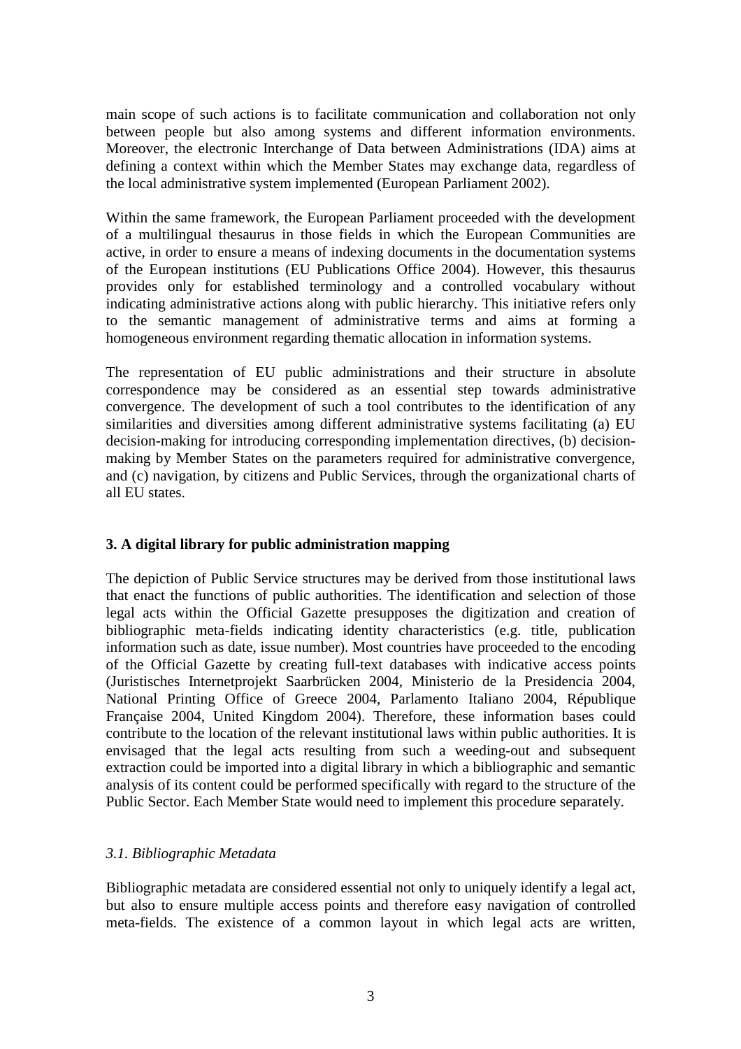main scope of such actions is to facilitate communication and collaboration not only between people but also among systems and different information environments. Moreover, the electronic Interchange of Data between Administrations (IDA) aims at defining a context within which the Member States may exchange data, regardless of the local administrative system implemented (European Parliament 2002).

Within the same framework, the European Parliament proceeded with the development of a multilingual thesaurus in those fields in which the European Communities are active, in order to ensure a means of indexing documents in the documentation systems of the European institutions (EU Publications Office 2004). However, this thesaurus provides only for established terminology and a controlled vocabulary without indicating administrative actions along with public hierarchy. This initiative refers only to the semantic management of administrative terms and aims at forming a homogeneous environment regarding thematic allocation in information systems.

The representation of EU public administrations and their structure in absolute correspondence may be considered as an essential step towards administrative convergence. The development of such a tool contributes to the identification of any similarities and diversities among different administrative systems facilitating (a) EU decision-making for introducing corresponding implementation directives, (b) decision-making by Member States on the parameters required for administrative convergence, and (c) navigation, by citizens and Public Services, through the organizational charts of all EU states.

## 3. A digital library for public administration mapping

The depiction of Public Service structures may be derived from those institutional laws that enact the functions of public authorities. The identification and selection of those legal acts within the Official Gazette presupposes the digitization and creation of bibliographic meta-fields indicating identity characteristics (e.g. title, publication information such as date, issue number). Most countries have proceeded to the encoding of the Official Gazette by creating full-text databases with indicative access points (Juristisches Internetprojekt Saarbrücken 2004, Ministerio de la Presidencia 2004, National Printing Office of Greece 2004, Parlamento Italiano 2004, République Française 2004, United Kingdom 2004). Therefore, these information bases could contribute to the location of the relevant institutional laws within public authorities. It is envisaged that the legal acts resulting from such a weeding-out and subsequent extraction could be imported into a digital library in which a bibliographic and semantic analysis of its content could be performed specifically with regard to the structure of the Public Sector. Each Member State would need to implement this procedure separately.

### *3.1. Bibliographic Metadata*

Bibliographic metadata are considered essential not only to uniquely identify a legal act, but also to ensure multiple access points and therefore easy navigation of controlled meta-fields. The existence of a common layout in which legal acts are written,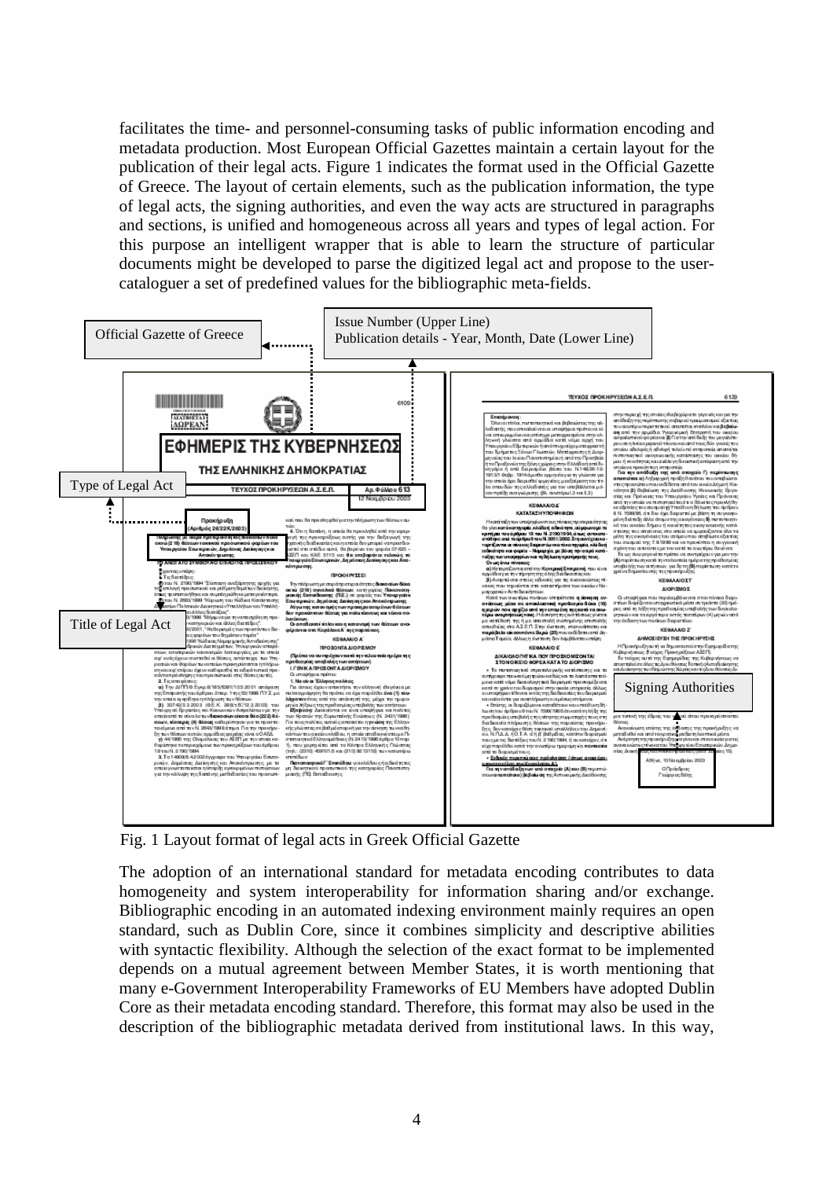facilitates the time- and personnel-consuming tasks of public information encoding and metadata production. Most European Official Gazettes maintain a certain layout for the publication of their legal acts. Figure 1 indicates the format used in the Official Gazette of Greece. The layout of certain elements, such as the publication information, the type of legal acts, the signing authorities, and even the way acts are structured in paragraphs and sections, is unified and homogeneous across all years and types of legal action. For this purpose an intelligent wrapper that is able to learn the structure of particular documents might be developed to parse the digitized legal act and propose to the user-cataloguer a set of predefined values for the bibliographic meta-fields.

Official Gazette of Greece

Issue Number (Upper Line)
Publication details - Year, Month, Date (Lower Line)

Type of Legal Act

Title of Legal Act

Signing Authorities

Fig. 1 Layout format of legal acts in Greek Official Gazette

The adoption of an international standard for metadata encoding contributes to data homogeneity and system interoperability for information sharing and/or exchange. Bibliographic encoding in an automated indexing environment mainly requires an open standard, such as Dublin Core, since it combines simplicity and descriptive abilities with syntactic flexibility. Although the selection of the exact format to be implemented depends on a mutual agreement between Member States, it is worth mentioning that many e-Government Interoperability Frameworks of EU Members have adopted Dublin Core as their metadata encoding standard. Therefore, this format may also be used in the description of the bibliographic metadata derived from institutional laws. In this way,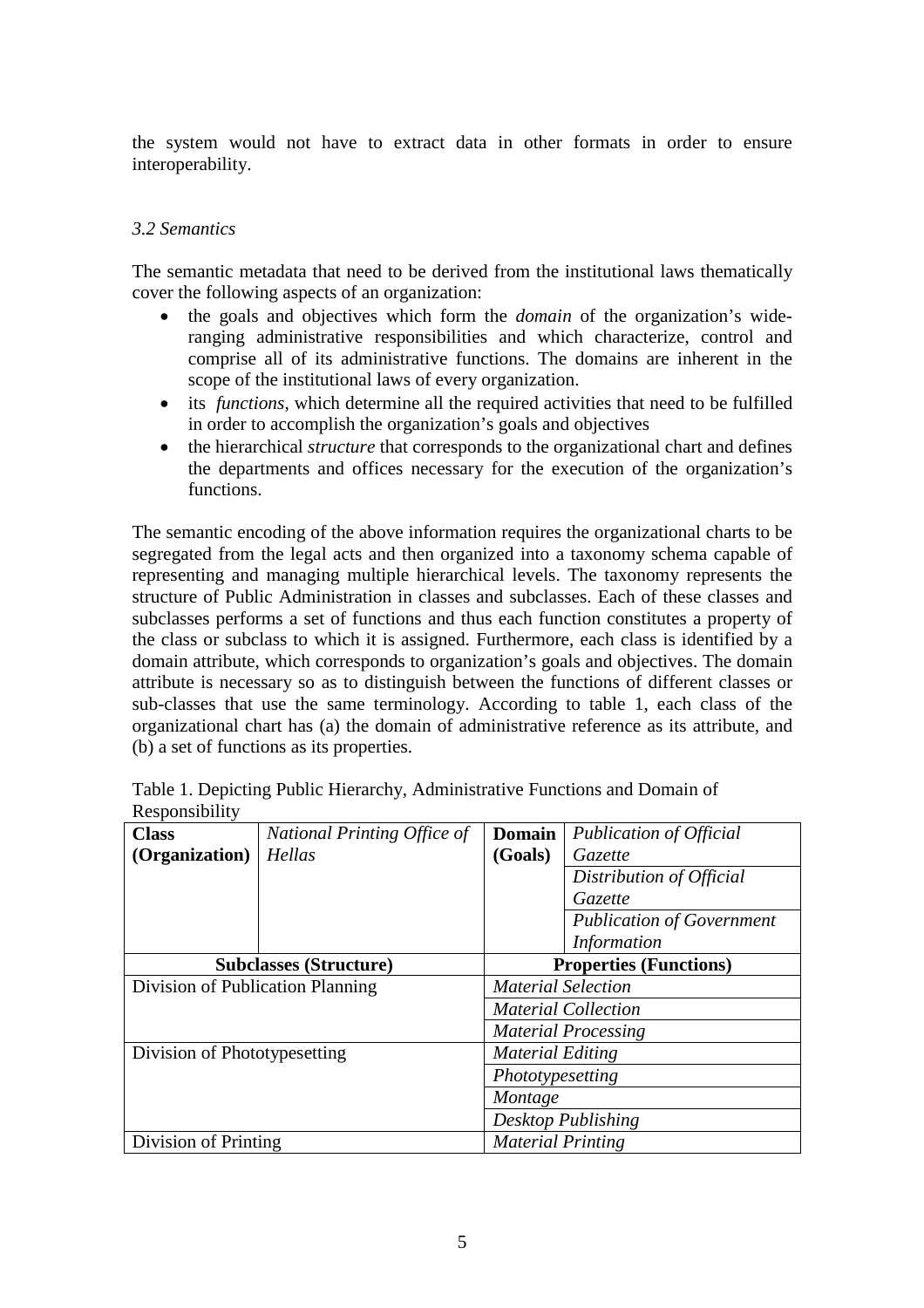the system would not have to extract data in other formats in order to ensure interoperability.

### *3.2 Semantics*

The semantic metadata that need to be derived from the institutional laws thematically cover the following aspects of an organization:

- the goals and objectives which form the *domain* of the organization's wide-ranging administrative responsibilities and which characterize, control and comprise all of its administrative functions. The domains are inherent in the scope of the institutional laws of every organization.
- its *functions*, which determine all the required activities that need to be fulfilled in order to accomplish the organization's goals and objectives
- the hierarchical *structure* that corresponds to the organizational chart and defines the departments and offices necessary for the execution of the organization's functions.

The semantic encoding of the above information requires the organizational charts to be segregated from the legal acts and then organized into a taxonomy schema capable of representing and managing multiple hierarchical levels. The taxonomy represents the structure of Public Administration in classes and subclasses. Each of these classes and subclasses performs a set of functions and thus each function constitutes a property of the class or subclass to which it is assigned. Furthermore, each class is identified by a domain attribute, which corresponds to organization's goals and objectives. The domain attribute is necessary so as to distinguish between the functions of different classes or sub-classes that use the same terminology. According to table 1, each class of the organizational chart has (a) the domain of administrative reference as its attribute, and (b) a set of functions as its properties.

Table 1. Depicting Public Hierarchy, Administrative Functions and Domain of Responsibility

| **Class (Organization)** | *National Printing Office of Hellas* | **Domain (Goals)** | *Publication of Official Gazette* |
|---|---|---|---|
| | | | *Distribution of Official Gazette* |
| | | | *Publication of Government Information* |
| **Subclasses (Structure)** | | **Properties (Functions)** | |
| Division of Publication Planning | | *Material Selection* | |
| | | *Material Collection* | |
| | | *Material Processing* | |
| Division of Phototypesetting | | *Material Editing* | |
| | | *Phototypesetting* | |
| | | *Montage* | |
| | | *Desktop Publishing* | |
| Division of Printing | | *Material Printing* | |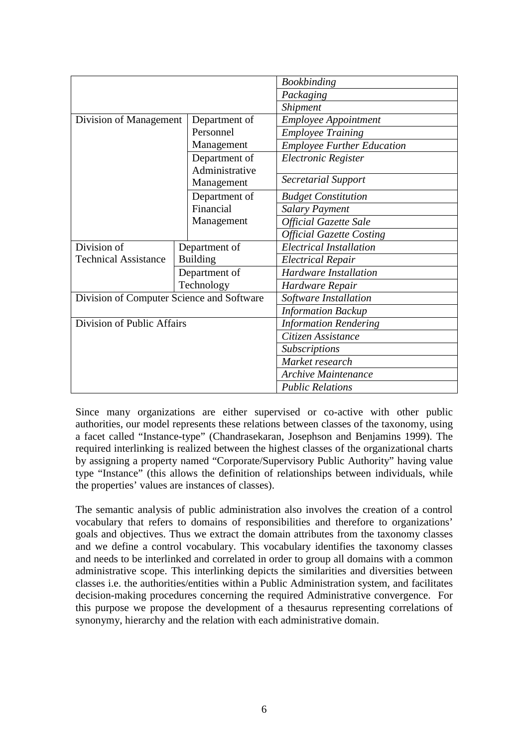| | | |
|---|---|---|
| | | *Bookbinding* |
| | | *Packaging* |
| | | *Shipment* |
| Division of Management | Department of Personnel Management | *Employee Appointment* |
| | | *Employee Training* |
| | | *Employee Further Education* |
| | Department of Administrative Management | *Electronic Register* |
| | | *Secretarial Support* |
| | Department of Financial Management | *Budget Constitution* |
| | | *Salary Payment* |
| | | *Official Gazette Sale* |
| | | *Official Gazette Costing* |
| Division of Technical Assistance | Department of Building | *Electrical Installation* |
| | | *Electrical Repair* |
| | Department of Technology | *Hardware Installation* |
| | | *Hardware Repair* |
| Division of Computer Science and Software | | *Software Installation* |
| | | *Information Backup* |
| Division of Public Affairs | | *Information Rendering* |
| | | *Citizen Assistance* |
| | | *Subscriptions* |
| | | *Market research* |
| | | *Archive Maintenance* |
| | | *Public Relations* |

Since many organizations are either supervised or co-active with other public authorities, our model represents these relations between classes of the taxonomy, using a facet called "Instance-type" (Chandrasekaran, Josephson and Benjamins 1999). The required interlinking is realized between the highest classes of the organizational charts by assigning a property named "Corporate/Supervisory Public Authority" having value type "Instance" (this allows the definition of relationships between individuals, while the properties' values are instances of classes).

The semantic analysis of public administration also involves the creation of a control vocabulary that refers to domains of responsibilities and therefore to organizations' goals and objectives. Thus we extract the domain attributes from the taxonomy classes and we define a control vocabulary. This vocabulary identifies the taxonomy classes and needs to be interlinked and correlated in order to group all domains with a common administrative scope. This interlinking depicts the similarities and diversities between classes i.e. the authorities/entities within a Public Administration system, and facilitates decision-making procedures concerning the required Administrative convergence. For this purpose we propose the development of a thesaurus representing correlations of synonymy, hierarchy and the relation with each administrative domain.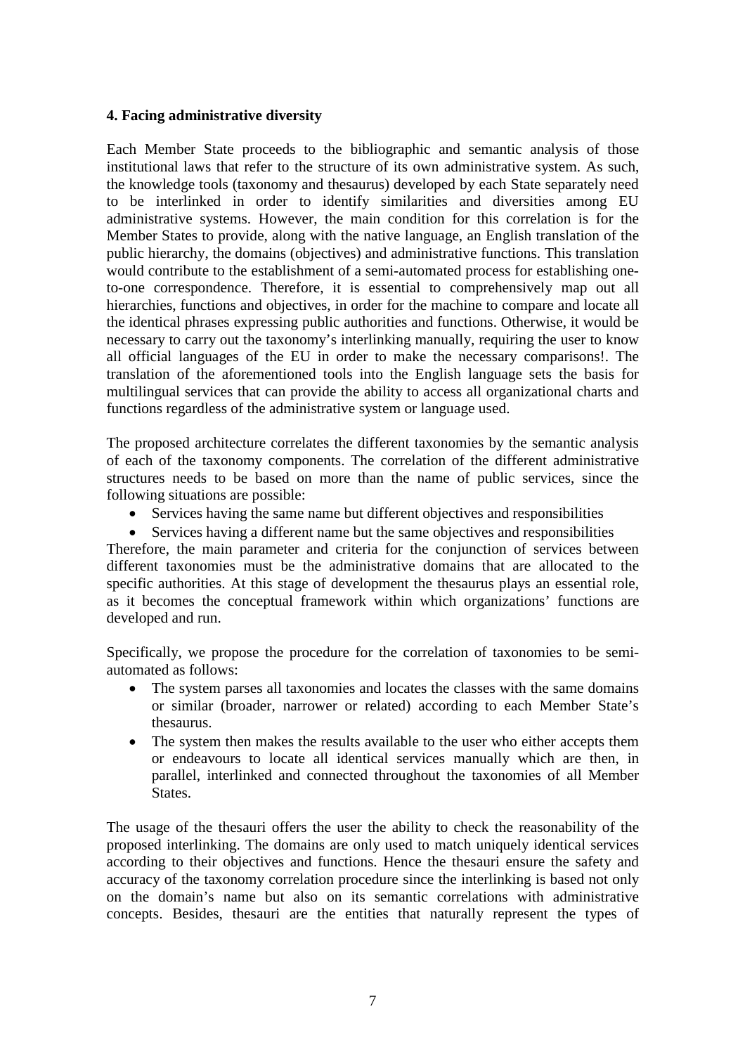### 4. Facing administrative diversity

Each Member State proceeds to the bibliographic and semantic analysis of those institutional laws that refer to the structure of its own administrative system. As such, the knowledge tools (taxonomy and thesaurus) developed by each State separately need to be interlinked in order to identify similarities and diversities among EU administrative systems. However, the main condition for this correlation is for the Member States to provide, along with the native language, an English translation of the public hierarchy, the domains (objectives) and administrative functions. This translation would contribute to the establishment of a semi-automated process for establishing one-to-one correspondence. Therefore, it is essential to comprehensively map out all hierarchies, functions and objectives, in order for the machine to compare and locate all the identical phrases expressing public authorities and functions. Otherwise, it would be necessary to carry out the taxonomy's interlinking manually, requiring the user to know all official languages of the EU in order to make the necessary comparisons!. The translation of the aforementioned tools into the English language sets the basis for multilingual services that can provide the ability to access all organizational charts and functions regardless of the administrative system or language used.

The proposed architecture correlates the different taxonomies by the semantic analysis of each of the taxonomy components. The correlation of the different administrative structures needs to be based on more than the name of public services, since the following situations are possible:

- Services having the same name but different objectives and responsibilities
- Services having a different name but the same objectives and responsibilities

Therefore, the main parameter and criteria for the conjunction of services between different taxonomies must be the administrative domains that are allocated to the specific authorities. At this stage of development the thesaurus plays an essential role, as it becomes the conceptual framework within which organizations' functions are developed and run.

Specifically, we propose the procedure for the correlation of taxonomies to be semi-automated as follows:

- The system parses all taxonomies and locates the classes with the same domains or similar (broader, narrower or related) according to each Member State's thesaurus.
- The system then makes the results available to the user who either accepts them or endeavours to locate all identical services manually which are then, in parallel, interlinked and connected throughout the taxonomies of all Member States.

The usage of the thesauri offers the user the ability to check the reasonability of the proposed interlinking. The domains are only used to match uniquely identical services according to their objectives and functions. Hence the thesauri ensure the safety and accuracy of the taxonomy correlation procedure since the interlinking is based not only on the domain's name but also on its semantic correlations with administrative concepts. Besides, thesauri are the entities that naturally represent the types of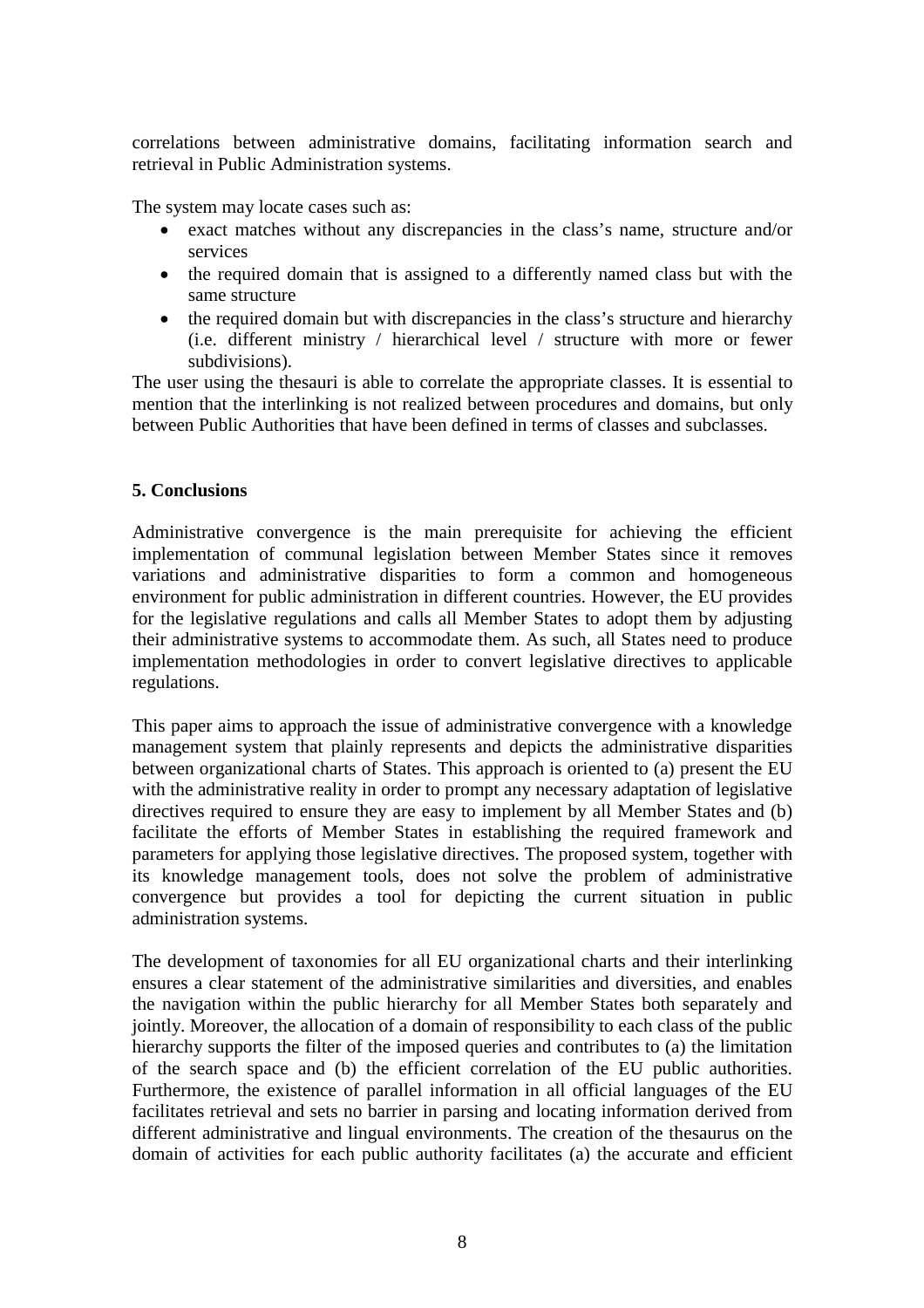correlations between administrative domains, facilitating information search and retrieval in Public Administration systems.

The system may locate cases such as:

- exact matches without any discrepancies in the class's name, structure and/or services
- the required domain that is assigned to a differently named class but with the same structure
- the required domain but with discrepancies in the class's structure and hierarchy (i.e. different ministry / hierarchical level / structure with more or fewer subdivisions).

The user using the thesauri is able to correlate the appropriate classes. It is essential to mention that the interlinking is not realized between procedures and domains, but only between Public Authorities that have been defined in terms of classes and subclasses.

## 5. Conclusions

Administrative convergence is the main prerequisite for achieving the efficient implementation of communal legislation between Member States since it removes variations and administrative disparities to form a common and homogeneous environment for public administration in different countries. However, the EU provides for the legislative regulations and calls all Member States to adopt them by adjusting their administrative systems to accommodate them. As such, all States need to produce implementation methodologies in order to convert legislative directives to applicable regulations.

This paper aims to approach the issue of administrative convergence with a knowledge management system that plainly represents and depicts the administrative disparities between organizational charts of States. This approach is oriented to (a) present the EU with the administrative reality in order to prompt any necessary adaptation of legislative directives required to ensure they are easy to implement by all Member States and (b) facilitate the efforts of Member States in establishing the required framework and parameters for applying those legislative directives. The proposed system, together with its knowledge management tools, does not solve the problem of administrative convergence but provides a tool for depicting the current situation in public administration systems.

The development of taxonomies for all EU organizational charts and their interlinking ensures a clear statement of the administrative similarities and diversities, and enables the navigation within the public hierarchy for all Member States both separately and jointly. Moreover, the allocation of a domain of responsibility to each class of the public hierarchy supports the filter of the imposed queries and contributes to (a) the limitation of the search space and (b) the efficient correlation of the EU public authorities. Furthermore, the existence of parallel information in all official languages of the EU facilitates retrieval and sets no barrier in parsing and locating information derived from different administrative and lingual environments. The creation of the thesaurus on the domain of activities for each public authority facilitates (a) the accurate and efficient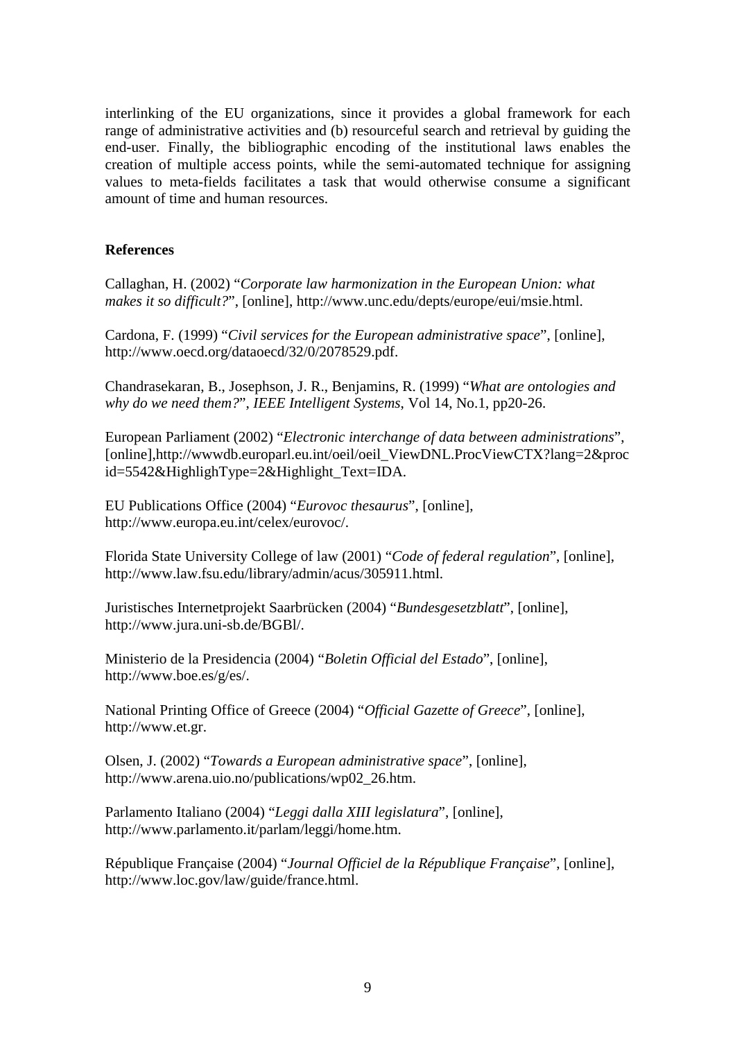interlinking of the EU organizations, since it provides a global framework for each range of administrative activities and (b) resourceful search and retrieval by guiding the end-user. Finally, the bibliographic encoding of the institutional laws enables the creation of multiple access points, while the semi-automated technique for assigning values to meta-fields facilitates a task that would otherwise consume a significant amount of time and human resources.

## References

Callaghan, H. (2002) "*Corporate law harmonization in the European Union: what makes it so difficult?*", [online], http://www.unc.edu/depts/europe/eui/msie.html.

Cardona, F. (1999) "*Civil services for the European administrative space*", [online], http://www.oecd.org/dataoecd/32/0/2078529.pdf.

Chandrasekaran, B., Josephson, J. R., Benjamins, R. (1999) "*What are ontologies and why do we need them?*", *IEEE Intelligent Systems*, Vol 14, No.1, pp20-26.

European Parliament (2002) "*Electronic interchange of data between administrations*", [online],http://wwwdb.europarl.eu.int/oeil/oeil_ViewDNL.ProcViewCTX?lang=2&procid=5542&HighlighType=2&Highlight_Text=IDA.

EU Publications Office (2004) "*Eurovoc thesaurus*", [online], http://www.europa.eu.int/celex/eurovoc/.

Florida State University College of law (2001) "*Code of federal regulation*", [online], http://www.law.fsu.edu/library/admin/acus/305911.html.

Juristisches Internetprojekt Saarbrücken (2004) "*Bundesgesetzblatt*", [online], http://www.jura.uni-sb.de/BGBl/.

Ministerio de la Presidencia (2004) "*Boletin Official del Estado*", [online], http://www.boe.es/g/es/.

National Printing Office of Greece (2004) "*Official Gazette of Greece*", [online], http://www.et.gr.

Olsen, J. (2002) "*Towards a European administrative space*", [online], http://www.arena.uio.no/publications/wp02_26.htm.

Parlamento Italiano (2004) "*Leggi dalla XIII legislatura*", [online], http://www.parlamento.it/parlam/leggi/home.htm.

République Française (2004) "*Journal Officiel de la République Française*", [online], http://www.loc.gov/law/guide/france.html.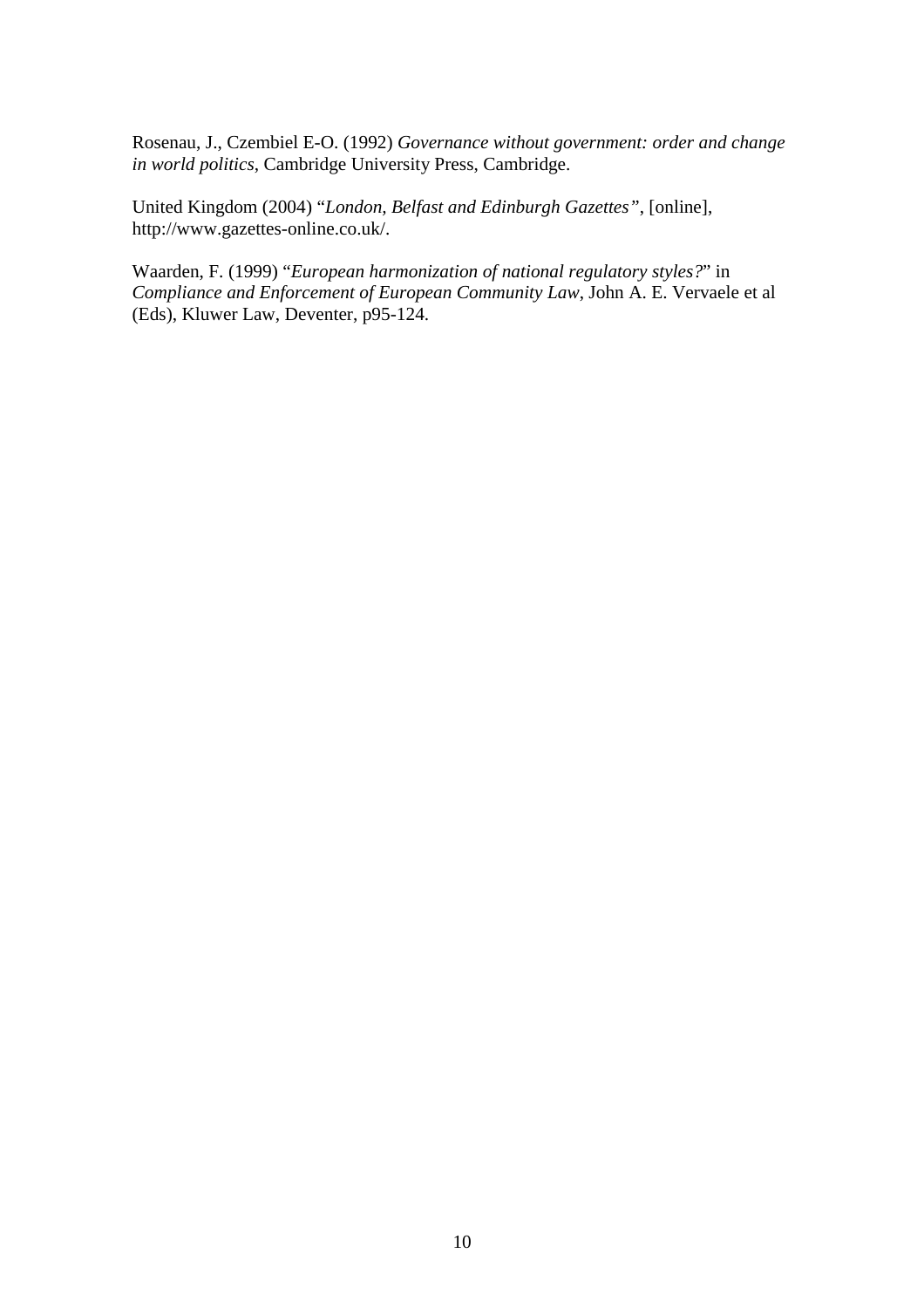Rosenau, J., Czembiel E-O. (1992) *Governance without government: order and change in world politics*, Cambridge University Press, Cambridge.

United Kingdom (2004) "*London, Belfast and Edinburgh Gazettes"*, [online], http://www.gazettes-online.co.uk/.

Waarden, F. (1999) "*European harmonization of national regulatory styles?*" in *Compliance and Enforcement of European Community Law*, John A. E. Vervaele et al (Eds), Kluwer Law, Deventer, p95-124.